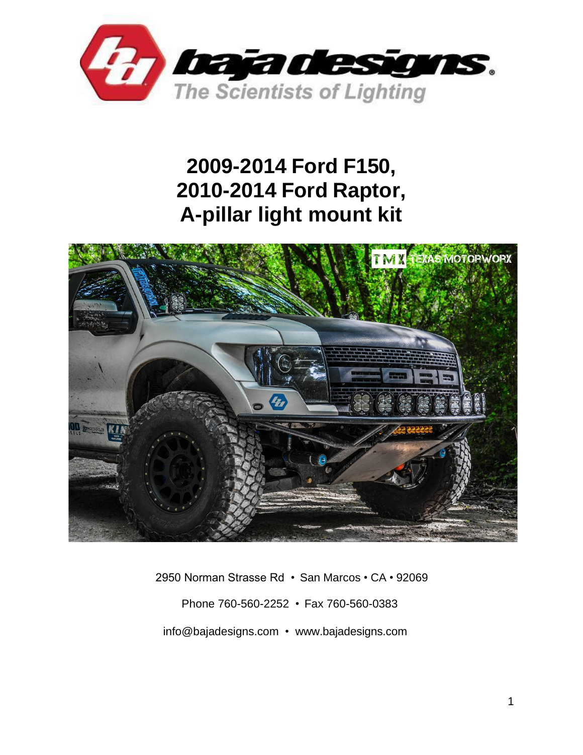# 2009-2014 Ford F150,
# 2010-2014 Ford Raptor,
# A-pillar light mount kit

2950 Norman Strasse Rd • San Marcos • CA • 92069

Phone 760-560-2252 • Fax 760-560-0383

info@bajadesigns.com • www.bajadesigns.com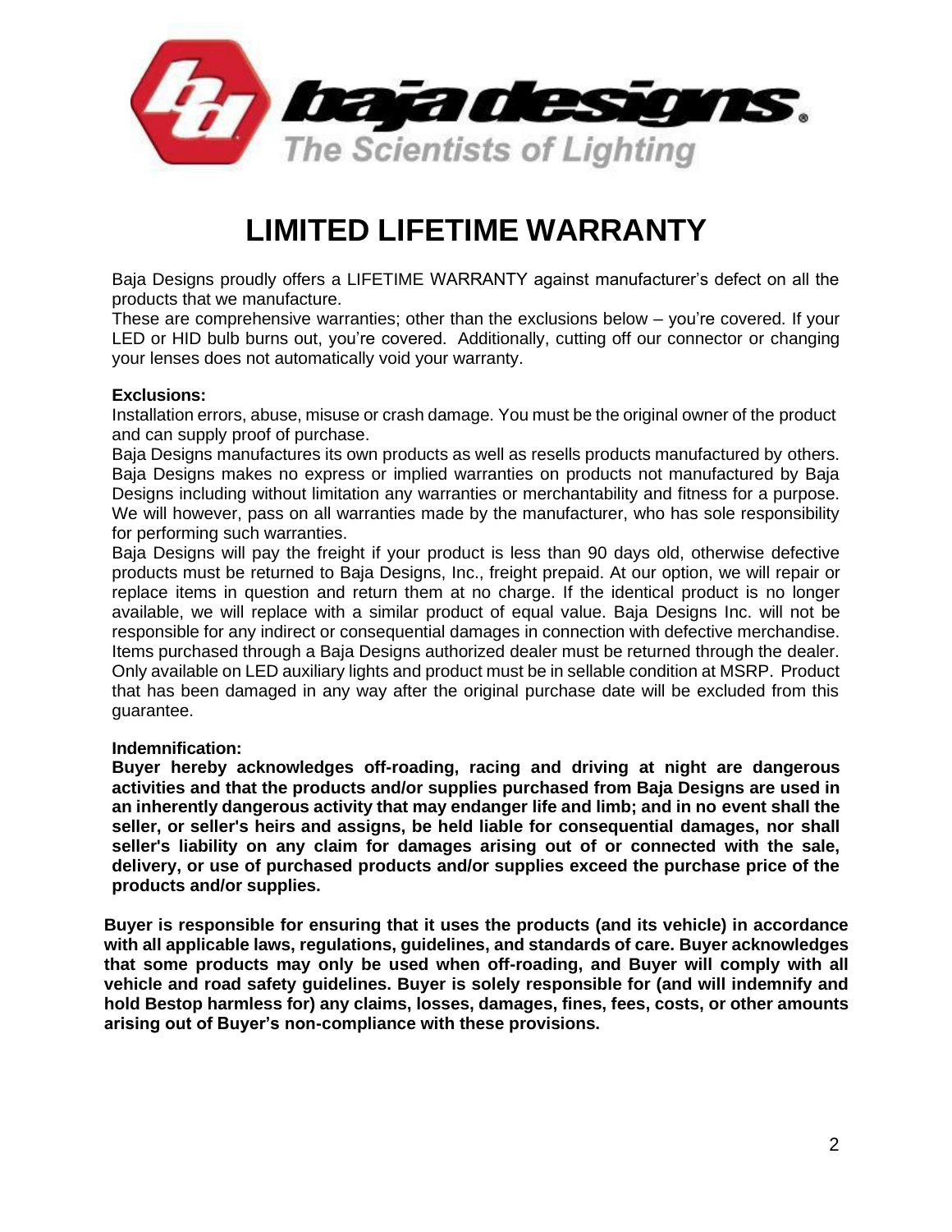baja designs.

The Scientists of Lighting

# LIMITED LIFETIME WARRANTY

Baja Designs proudly offers a LIFETIME WARRANTY against manufacturer's defect on all the products that we manufacture.
These are comprehensive warranties; other than the exclusions below – you're covered. If your LED or HID bulb burns out, you're covered. Additionally, cutting off our connector or changing your lenses does not automatically void your warranty.

**Exclusions:**
Installation errors, abuse, misuse or crash damage. You must be the original owner of the product and can supply proof of purchase.
Baja Designs manufactures its own products as well as resells products manufactured by others. Baja Designs makes no express or implied warranties on products not manufactured by Baja Designs including without limitation any warranties or merchantability and fitness for a purpose. We will however, pass on all warranties made by the manufacturer, who has sole responsibility for performing such warranties.
Baja Designs will pay the freight if your product is less than 90 days old, otherwise defective products must be returned to Baja Designs, Inc., freight prepaid. At our option, we will repair or replace items in question and return them at no charge. If the identical product is no longer available, we will replace with a similar product of equal value. Baja Designs Inc. will not be responsible for any indirect or consequential damages in connection with defective merchandise. Items purchased through a Baja Designs authorized dealer must be returned through the dealer. Only available on LED auxiliary lights and product must be in sellable condition at MSRP. Product that has been damaged in any way after the original purchase date will be excluded from this guarantee.

**Indemnification:**
**Buyer hereby acknowledges off-roading, racing and driving at night are dangerous activities and that the products and/or supplies purchased from Baja Designs are used in an inherently dangerous activity that may endanger life and limb; and in no event shall the seller, or seller's heirs and assigns, be held liable for consequential damages, nor shall seller's liability on any claim for damages arising out of or connected with the sale, delivery, or use of purchased products and/or supplies exceed the purchase price of the products and/or supplies.**

**Buyer is responsible for ensuring that it uses the products (and its vehicle) in accordance with all applicable laws, regulations, guidelines, and standards of care. Buyer acknowledges that some products may only be used when off-roading, and Buyer will comply with all vehicle and road safety guidelines. Buyer is solely responsible for (and will indemnify and hold Bestop harmless for) any claims, losses, damages, fines, fees, costs, or other amounts arising out of Buyer's non-compliance with these provisions.**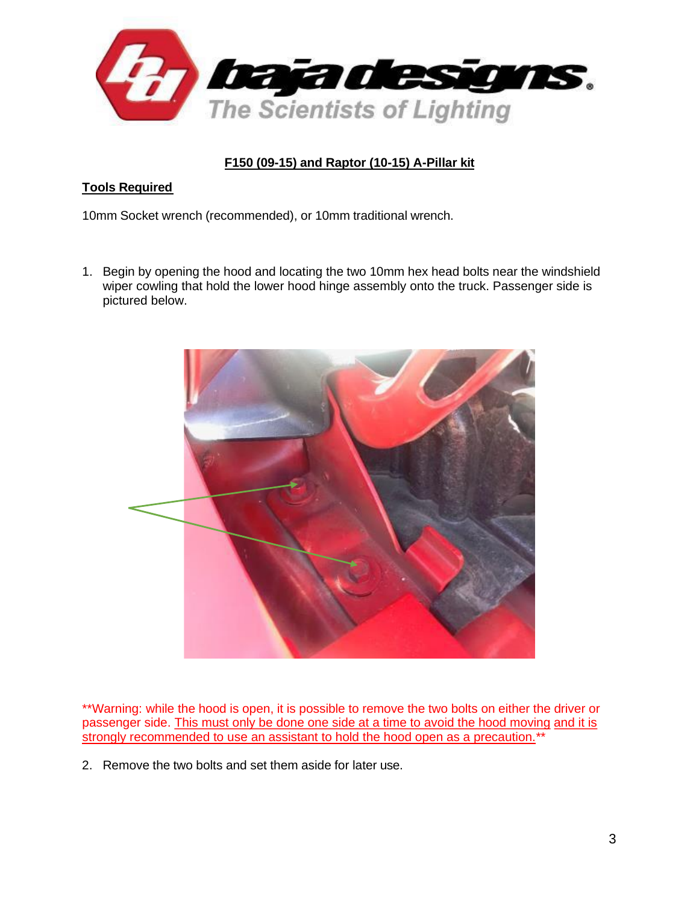## F150 (09-15) and Raptor (10-15) A-Pillar kit

**Tools Required**

10mm Socket wrench (recommended), or 10mm traditional wrench.

1. Begin by opening the hood and locating the two 10mm hex head bolts near the windshield wiper cowling that hold the lower hood hinge assembly onto the truck. Passenger side is pictured below.

**Warning: while the hood is open, it is possible to remove the two bolts on either the driver or passenger side. This must only be done one side at a time to avoid the hood moving and it is strongly recommended to use an assistant to hold the hood open as a precaution.**

2. Remove the two bolts and set them aside for later use.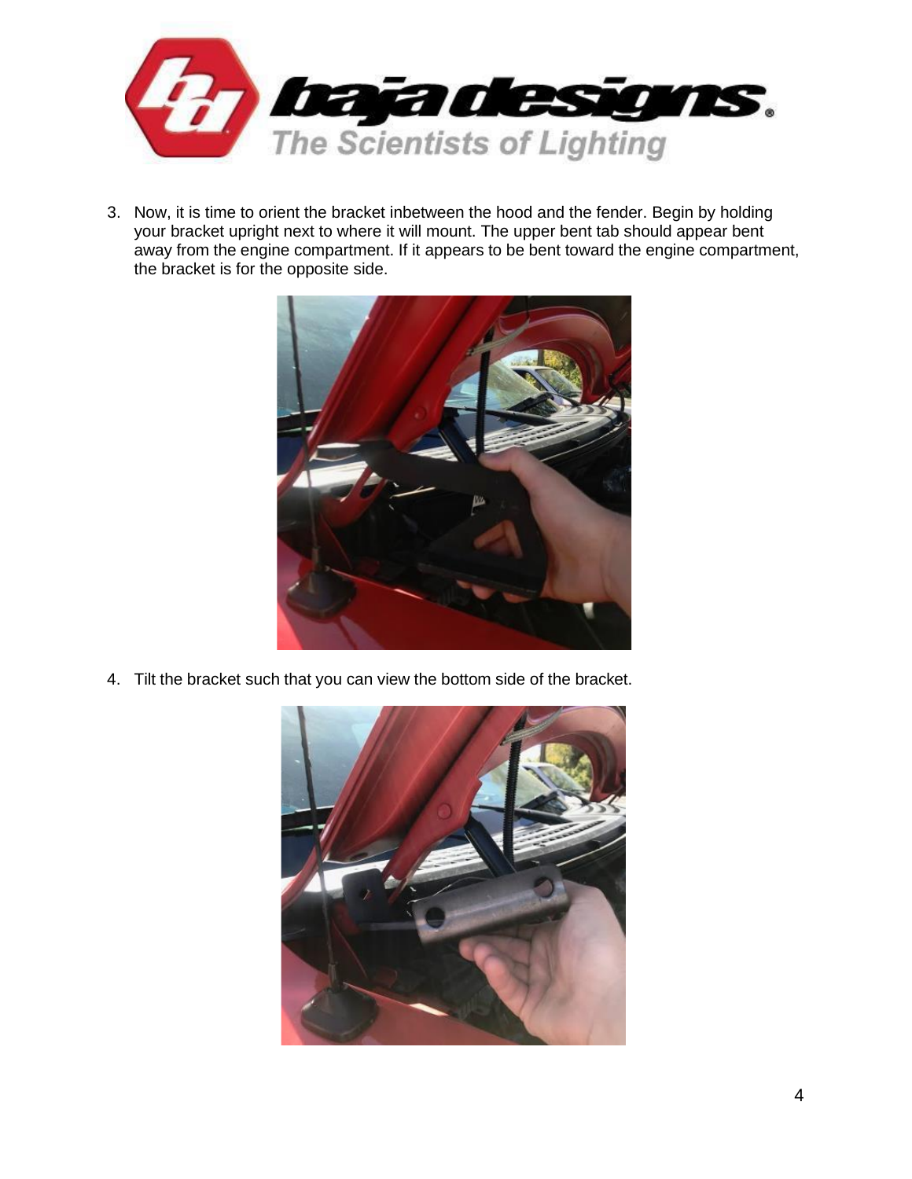3. Now, it is time to orient the bracket inbetween the hood and the fender. Begin by holding your bracket upright next to where it will mount. The upper bent tab should appear bent away from the engine compartment. If it appears to be bent toward the engine compartment, the bracket is for the opposite side.

4. Tilt the bracket such that you can view the bottom side of the bracket.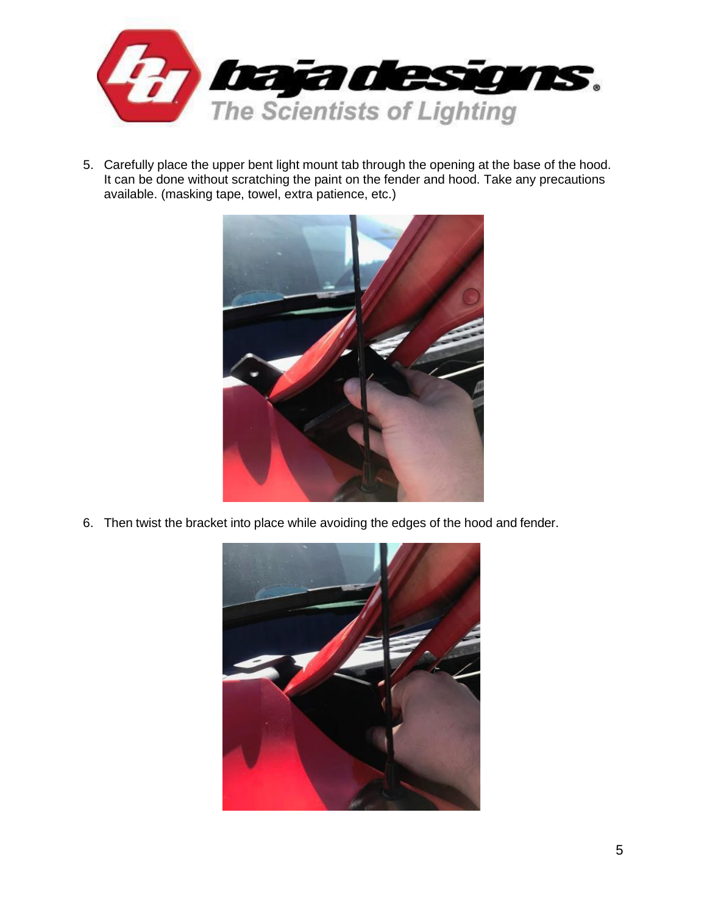5. Carefully place the upper bent light mount tab through the opening at the base of the hood. It can be done without scratching the paint on the fender and hood. Take any precautions available. (masking tape, towel, extra patience, etc.)

6. Then twist the bracket into place while avoiding the edges of the hood and fender.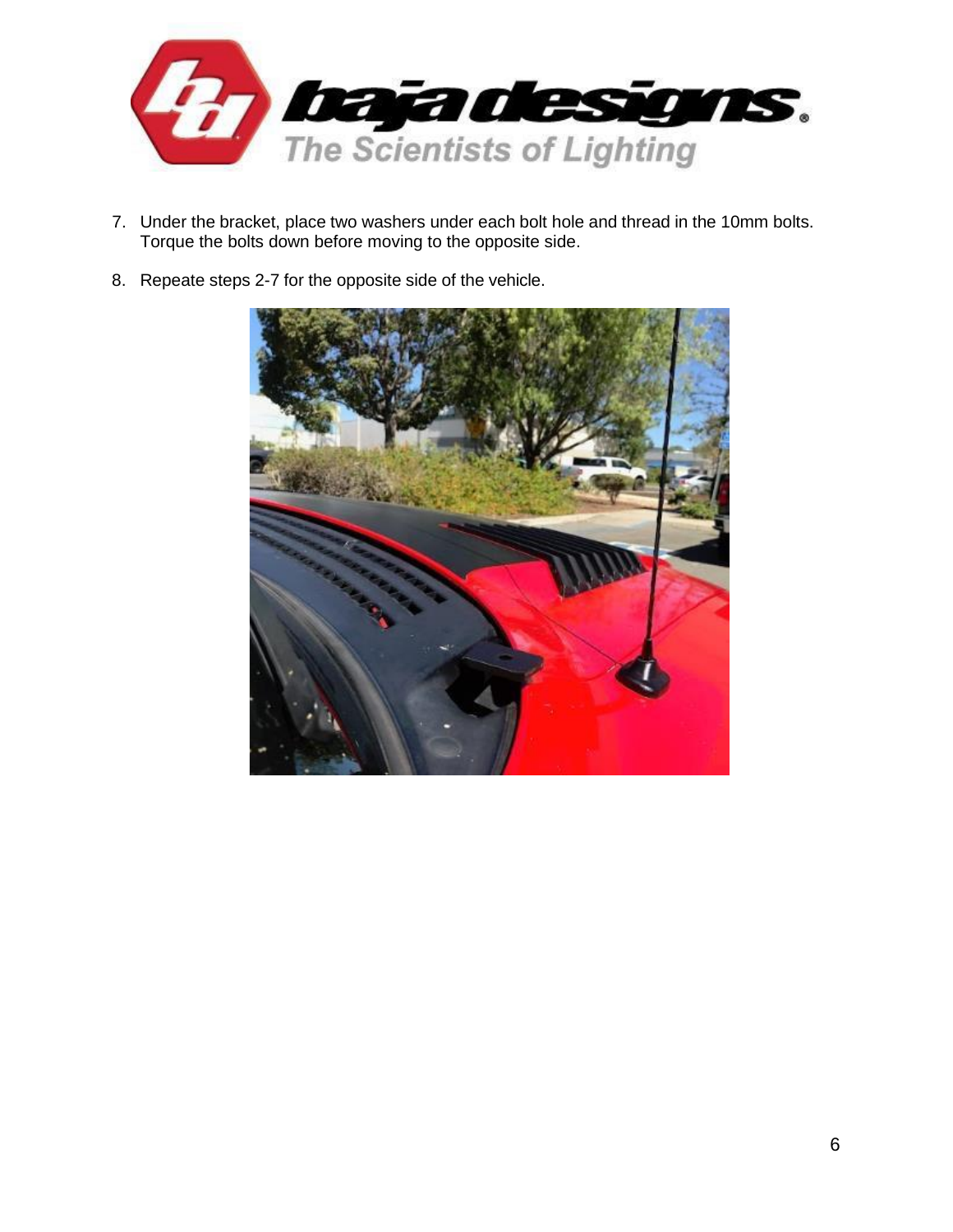7. Under the bracket, place two washers under each bolt hole and thread in the 10mm bolts. Torque the bolts down before moving to the opposite side.

8. Repeate steps 2-7 for the opposite side of the vehicle.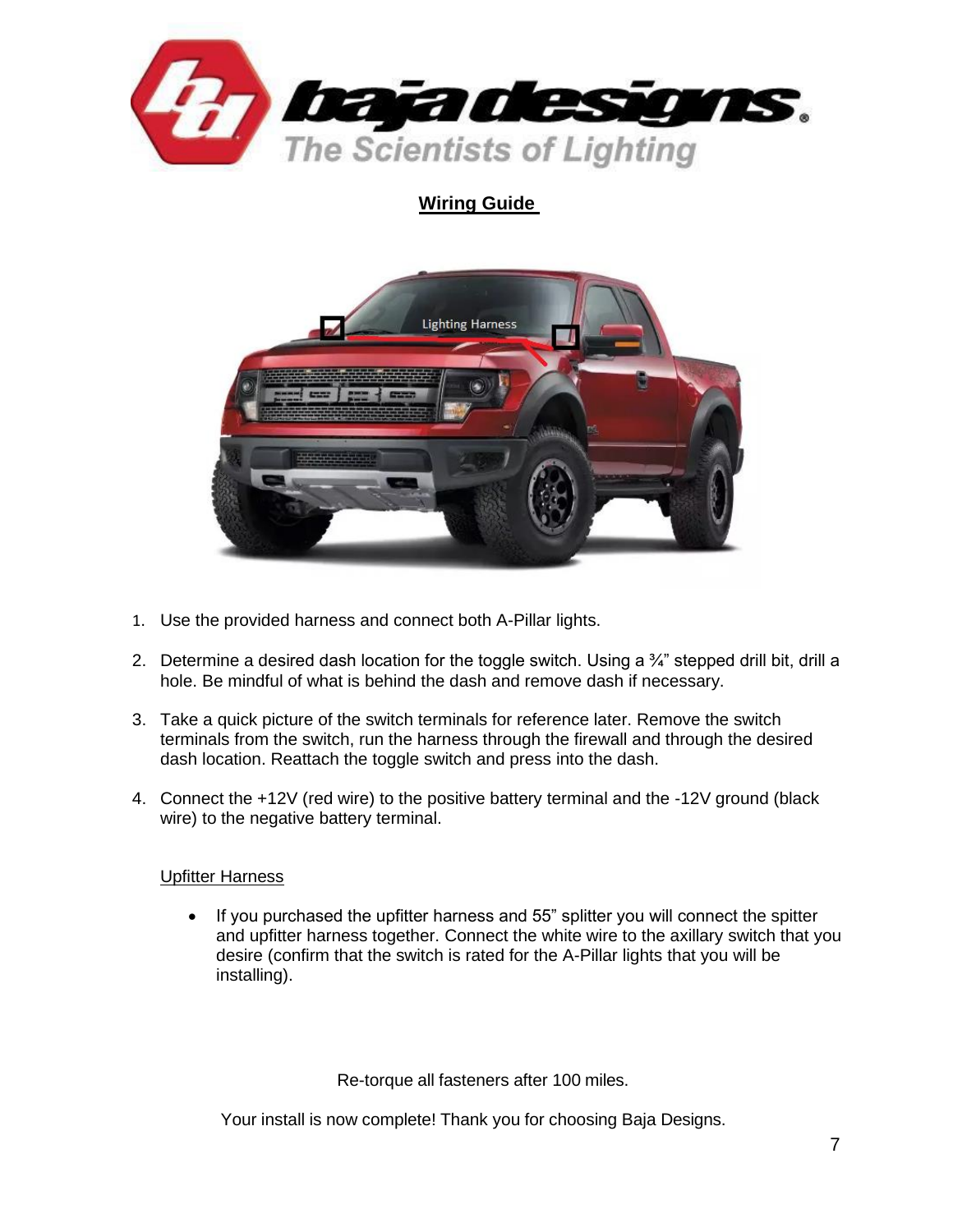**Wiring Guide**

Lighting Harness

1. Use the provided harness and connect both A-Pillar lights.
2. Determine a desired dash location for the toggle switch. Using a ¾" stepped drill bit, drill a hole. Be mindful of what is behind the dash and remove dash if necessary.
3. Take a quick picture of the switch terminals for reference later. Remove the switch terminals from the switch, run the harness through the firewall and through the desired dash location. Reattach the toggle switch and press into the dash.
4. Connect the +12V (red wire) to the positive battery terminal and the -12V ground (black wire) to the negative battery terminal.

Upfitter Harness

- If you purchased the upfitter harness and 55" splitter you will connect the spitter and upfitter harness together. Connect the white wire to the axillary switch that you desire (confirm that the switch is rated for the A-Pillar lights that you will be installing).

Re-torque all fasteners after 100 miles.

Your install is now complete! Thank you for choosing Baja Designs.